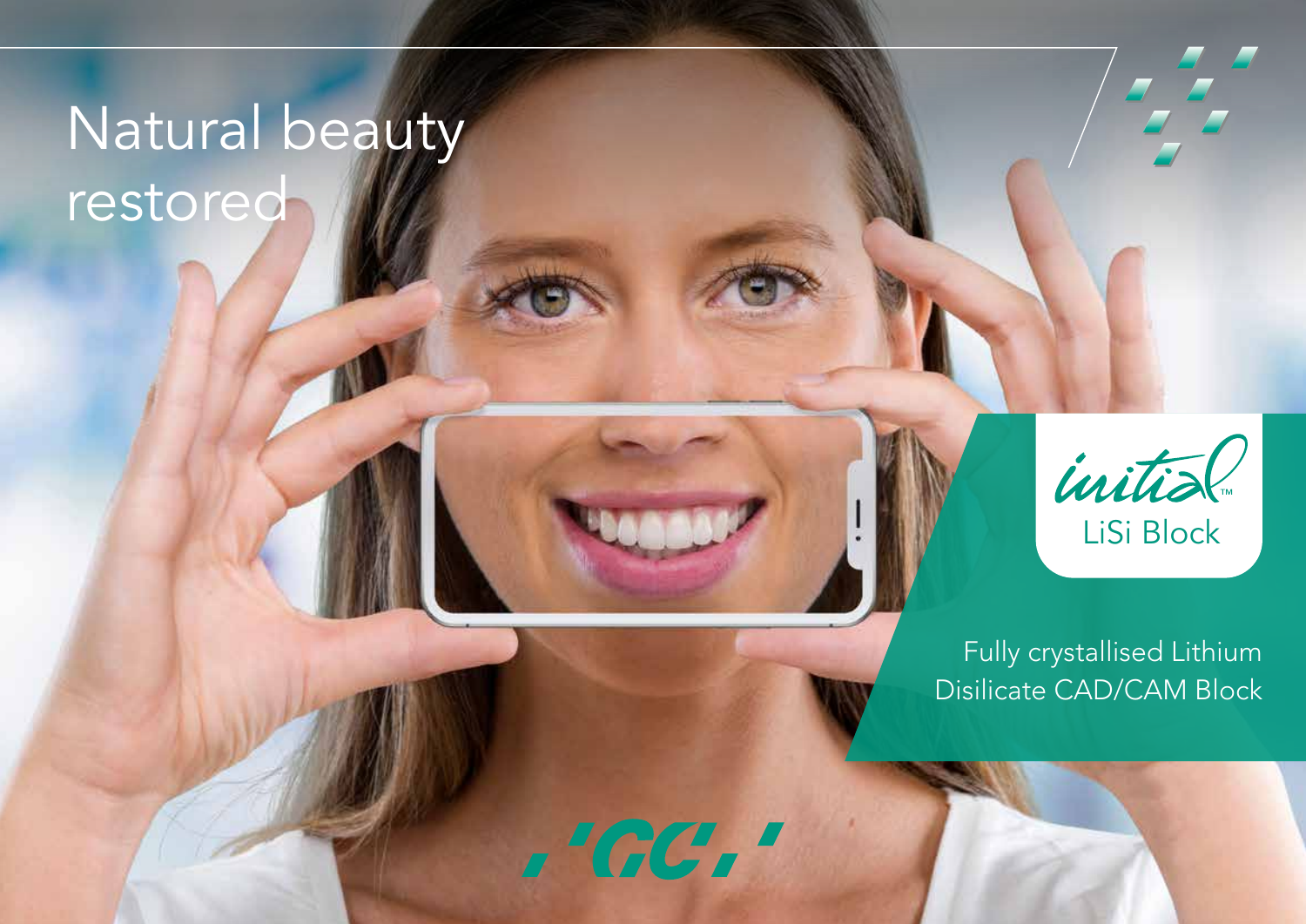# Natural beauty restored

initial™

LiSi Block

Fully crystallised Lithium Disilicate CAD/CAM Block

GC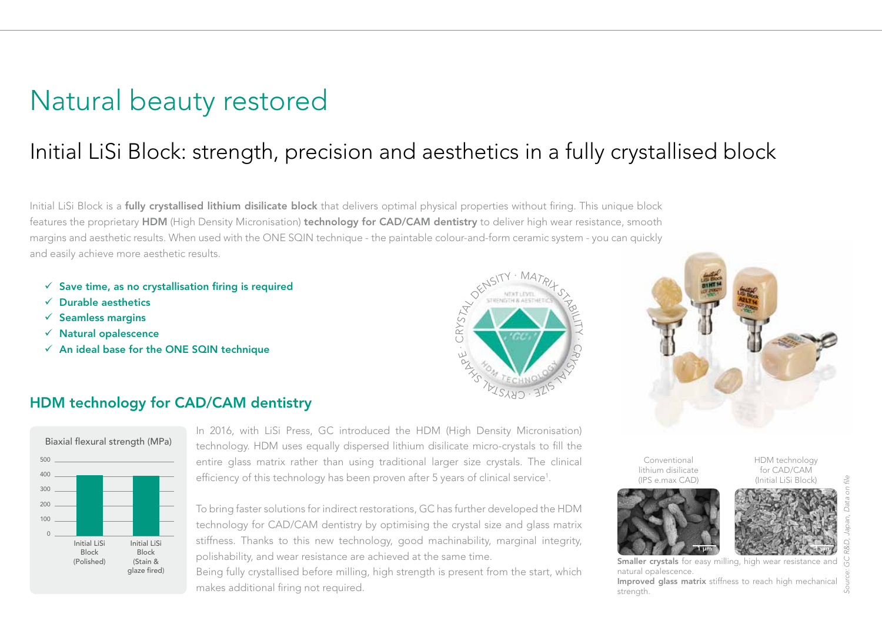# Natural beauty restored

## Initial LiSi Block: strength, precision and aesthetics in a fully crystallised block

Initial LiSi Block is a **fully crystallised lithium disilicate block** that delivers optimal physical properties without firing. This unique block features the proprietary **HDM** (High Density Micronisation) **technology for CAD/CAM dentistry** to deliver high wear resistance, smooth margins and aesthetic results. When used with the ONE SQIN technique - the paintable colour-and-form ceramic system - you can quickly and easily achieve more aesthetic results.

- ✓ **Save time, as no crystallisation firing is required**
- ✓ **Durable aesthetics**
- ✓ **Seamless margins**
- ✓ **Natural opalescence**
- ✓ **An ideal base for the ONE SQIN technique**

### HDM technology for CAD/CAM dentistry

Biaxial flexural strength (MPa)

| | Initial LiSi Block (Polished) | Initial LiSi Block (Stain & glaze fired) |
|---|---|---|
| Biaxial flexural strength (MPa) | ~400 | ~400 |

In 2016, with LiSi Press, GC introduced the HDM (High Density Micronisation) technology. HDM uses equally dispersed lithium disilicate micro-crystals to fill the entire glass matrix rather than using traditional larger size crystals. The clinical efficiency of this technology has been proven after 5 years of clinical service[1].

To bring faster solutions for indirect restorations, GC has further developed the HDM technology for CAD/CAM dentistry by optimising the crystal size and glass matrix stiffness. Thanks to this new technology, good machinability, marginal integrity, polishability, and wear resistance are achieved at the same time.

Being fully crystallised before milling, high strength is present from the start, which makes additional firing not required.

Conventional lithium disilicate (IPS e.max CAD) | HDM technology for CAD/CAM (Initial LiSi Block)

**Smaller crystals** for easy milling, high wear resistance and natural opalescence.
**Improved glass matrix** stiffness to reach high mechanical strength.

*Source: GC R&D, Japan, Data on file*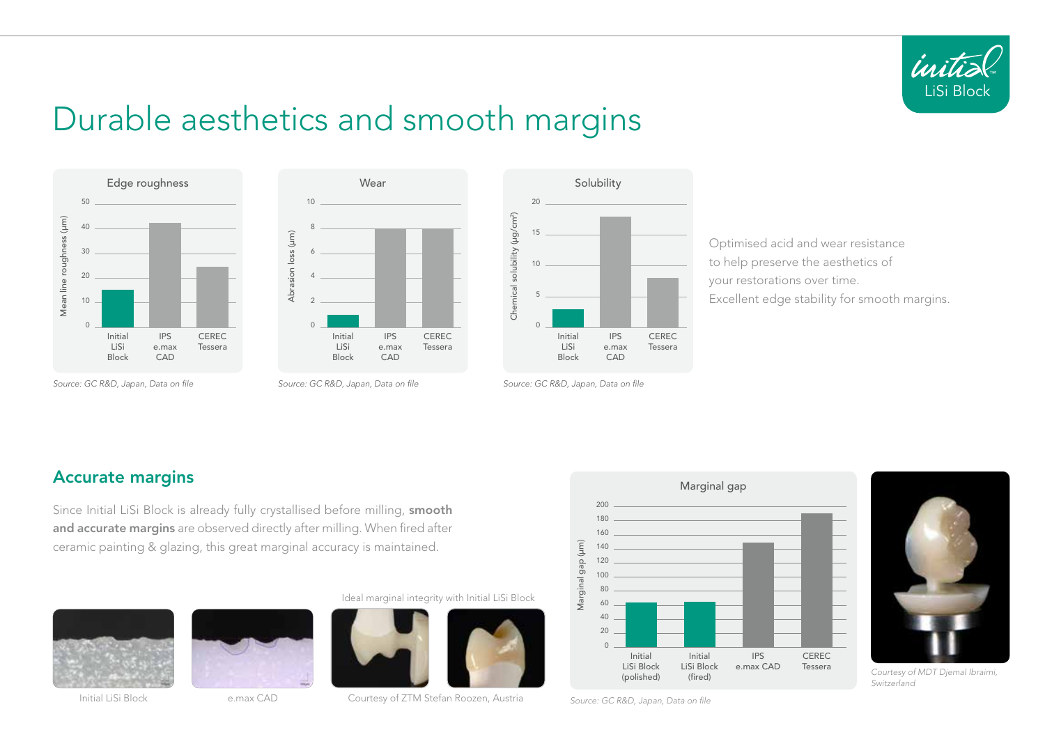# Durable aesthetics and smooth margins

**Edge roughness**

Mean line roughness (µm)

| | Initial LiSi Block | IPS e.max CAD | CEREC Tessera |
|---|---|---|---|

*Source: GC R&D, Japan, Data on file*

**Wear**

Abrasion loss (µm)

| | Initial LiSi Block | IPS e.max CAD | CEREC Tessera |
|---|---|---|---|

*Source: GC R&D, Japan, Data on file*

**Solubility**

Chemical solubility (µg/cm²)

| | Initial LiSi Block | IPS e.max CAD | CEREC Tessera |
|---|---|---|---|

*Source: GC R&D, Japan, Data on file*

Optimised acid and wear resistance to help preserve the aesthetics of your restorations over time.
Excellent edge stability for smooth margins.

## Accurate margins

Since Initial LiSi Block is already fully crystallised before milling, **smooth and accurate margins** are observed directly after milling. When fired after ceramic painting & glazing, this great marginal accuracy is maintained.

Initial LiSi Block

e.max CAD

Ideal marginal integrity with Initial LiSi Block

Courtesy of ZTM Stefan Roozen, Austria

**Marginal gap**

Marginal gap (µm)

| | Initial LiSi Block (polished) | Initial LiSi Block (fired) | IPS e.max CAD | CEREC Tessera |
|---|---|---|---|---|

*Source: GC R&D, Japan, Data on file*

*Courtesy of MDT Djemal Ibraimi, Switzerland*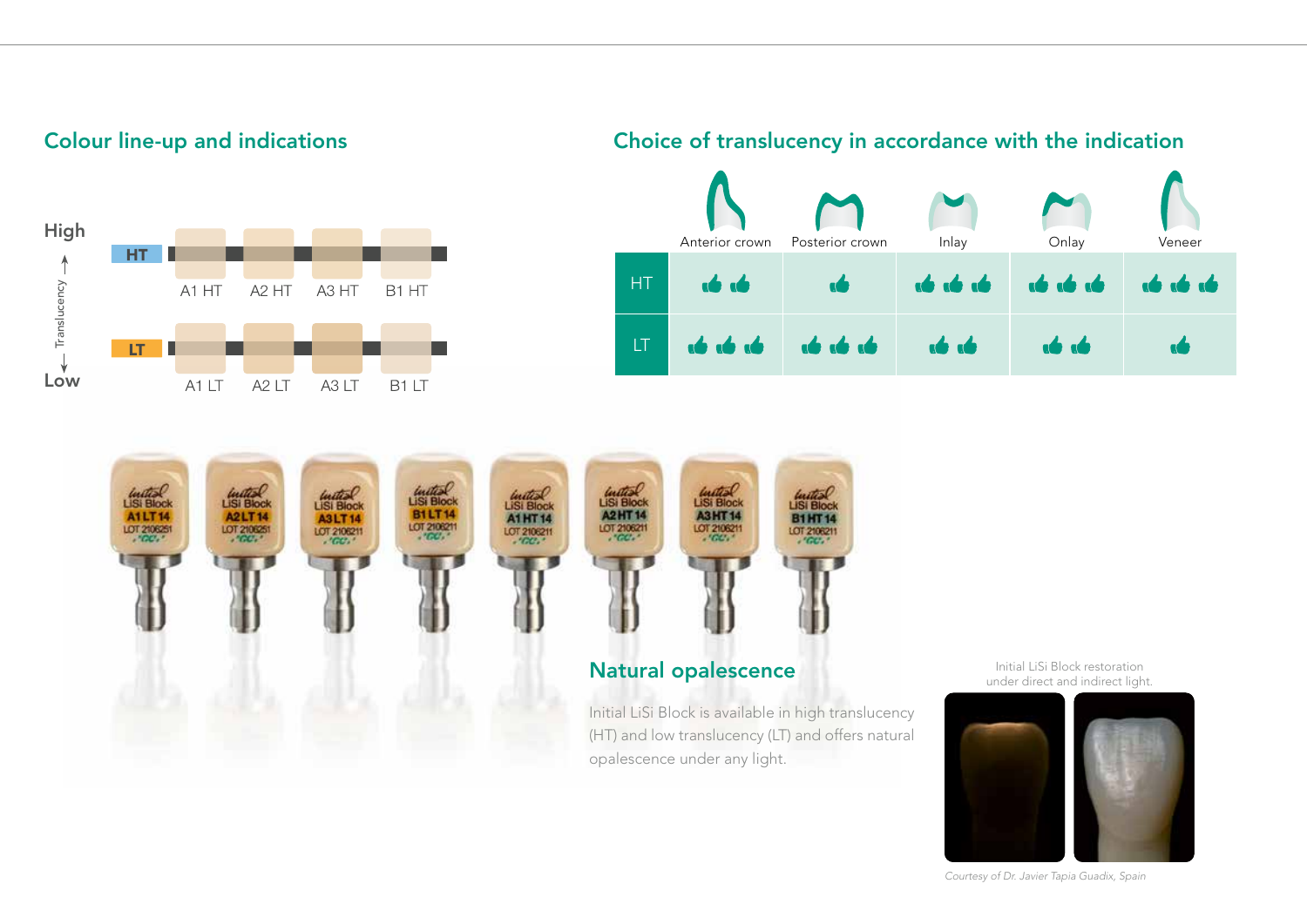## Colour line-up and indications

High ↑ Translucency ↓ Low

| | | | | |
|---|---|---|---|---|
| HT | A1 HT | A2 HT | A3 HT | B1 HT |
| LT | A1 LT | A2 LT | A3 LT | B1 LT |

## Choice of translucency in accordance with the indication

| | Anterior crown | Posterior crown | Inlay | Onlay | Veneer |
|---|---|---|---|---|---|
| HT | 👍👍 | 👍 | 👍👍👍 | 👍👍👍 | 👍👍👍 |
| LT | 👍👍👍 | 👍👍👍 | 👍👍 | 👍👍 | 👍 |

## Natural opalescence

Initial LiSi Block is available in high translucency (HT) and low translucency (LT) and offers natural opalescence under any light.

Initial LiSi Block restoration under direct and indirect light.

*Courtesy of Dr. Javier Tapia Guadix, Spain*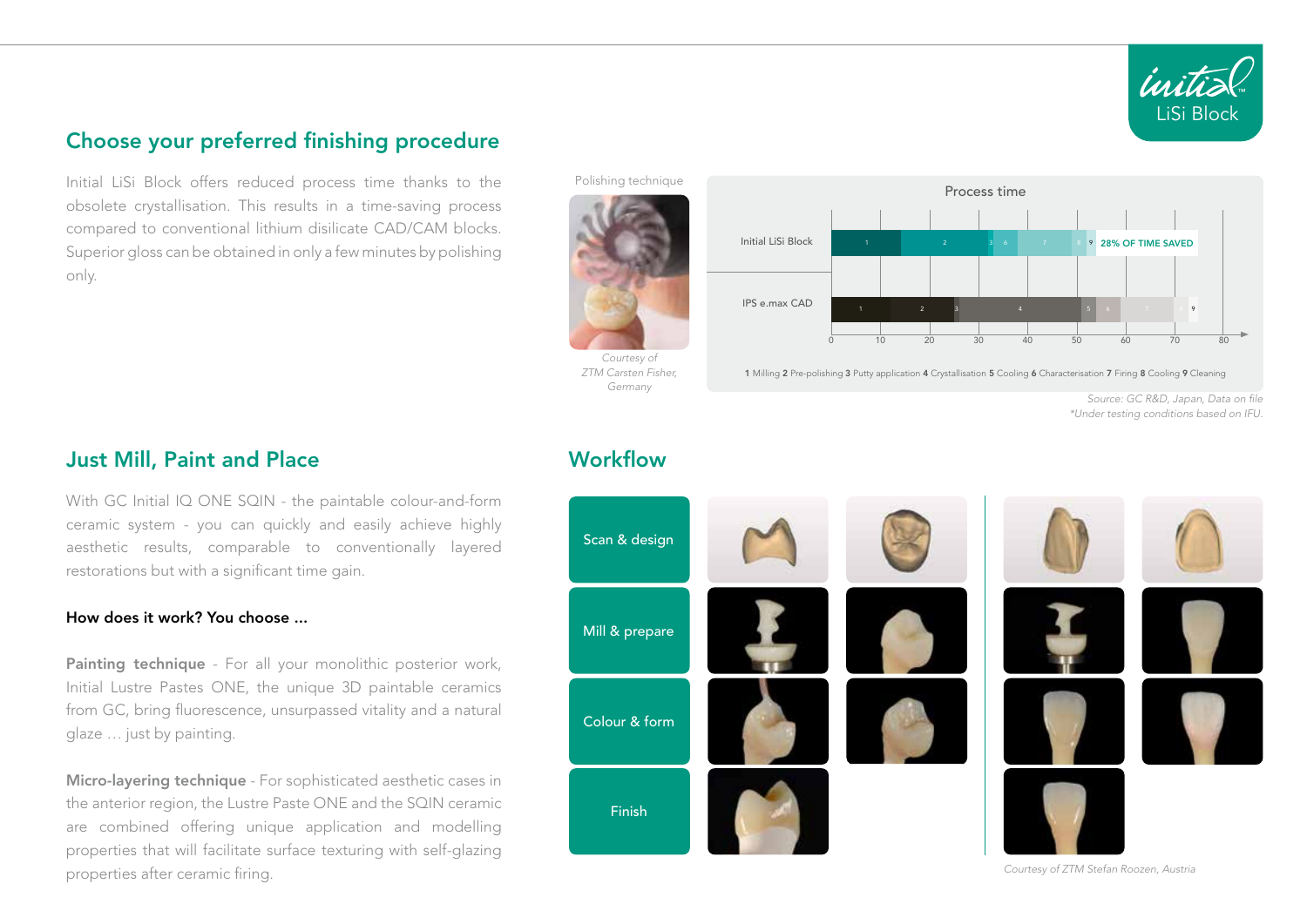## Choose your preferred finishing procedure

Initial LiSi Block offers reduced process time thanks to the obsolete crystallisation. This results in a time-saving process compared to conventional lithium disilicate CAD/CAM blocks. Superior gloss can be obtained in only a few minutes by polishing only.

Polishing technique

*Courtesy of ZTM Carsten Fisher, Germany*

Process time

Initial LiSi Block — 28% OF TIME SAVED

IPS e.max CAD

**1** Milling **2** Pre-polishing **3** Putty application **4** Crystallisation **5** Cooling **6** Characterisation **7** Firing **8** Cooling **9** Cleaning

*Source: GC R&D, Japan, Data on file*
*\*Under testing conditions based on IFU.*

## Just Mill, Paint and Place

With GC Initial IQ ONE SQIN - the paintable colour-and-form ceramic system - you can quickly and easily achieve highly aesthetic results, comparable to conventionally layered restorations but with a significant time gain.

### How does it work? You choose ...

**Painting technique** - For all your monolithic posterior work, Initial Lustre Pastes ONE, the unique 3D paintable ceramics from GC, bring fluorescence, unsurpassed vitality and a natural glaze … just by painting.

**Micro-layering technique** - For sophisticated aesthetic cases in the anterior region, the Lustre Paste ONE and the SQIN ceramic are combined offering unique application and modelling properties that will facilitate surface texturing with self-glazing properties after ceramic firing.

## Workflow

Scan & design

Mill & prepare

Colour & form

Finish

*Courtesy of ZTM Stefan Roozen, Austria*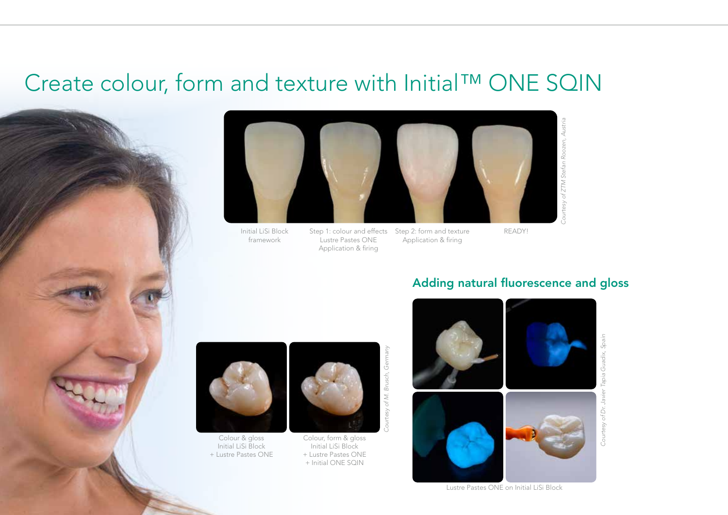# Create colour, form and texture with Initial™ ONE SQIN

*Courtesy of ZTM Stefan Roozen, Austria*

Initial LiSi Block framework

Step 1: colour and effects Lustre Pastes ONE Application & firing

Step 2: form and texture Application & firing

READY!

## Adding natural fluorescence and gloss

*Courtesy of M. Brusch, Germany*

Colour & gloss
Initial LiSi Block
+ Lustre Pastes ONE

Colour, form & gloss
Initial LiSi Block
+ Lustre Pastes ONE
+ Initial ONE SQIN

*Courtesy of Dr. Javier Tapia Guadix, Spain*

Lustre Pastes ONE on Initial LiSi Block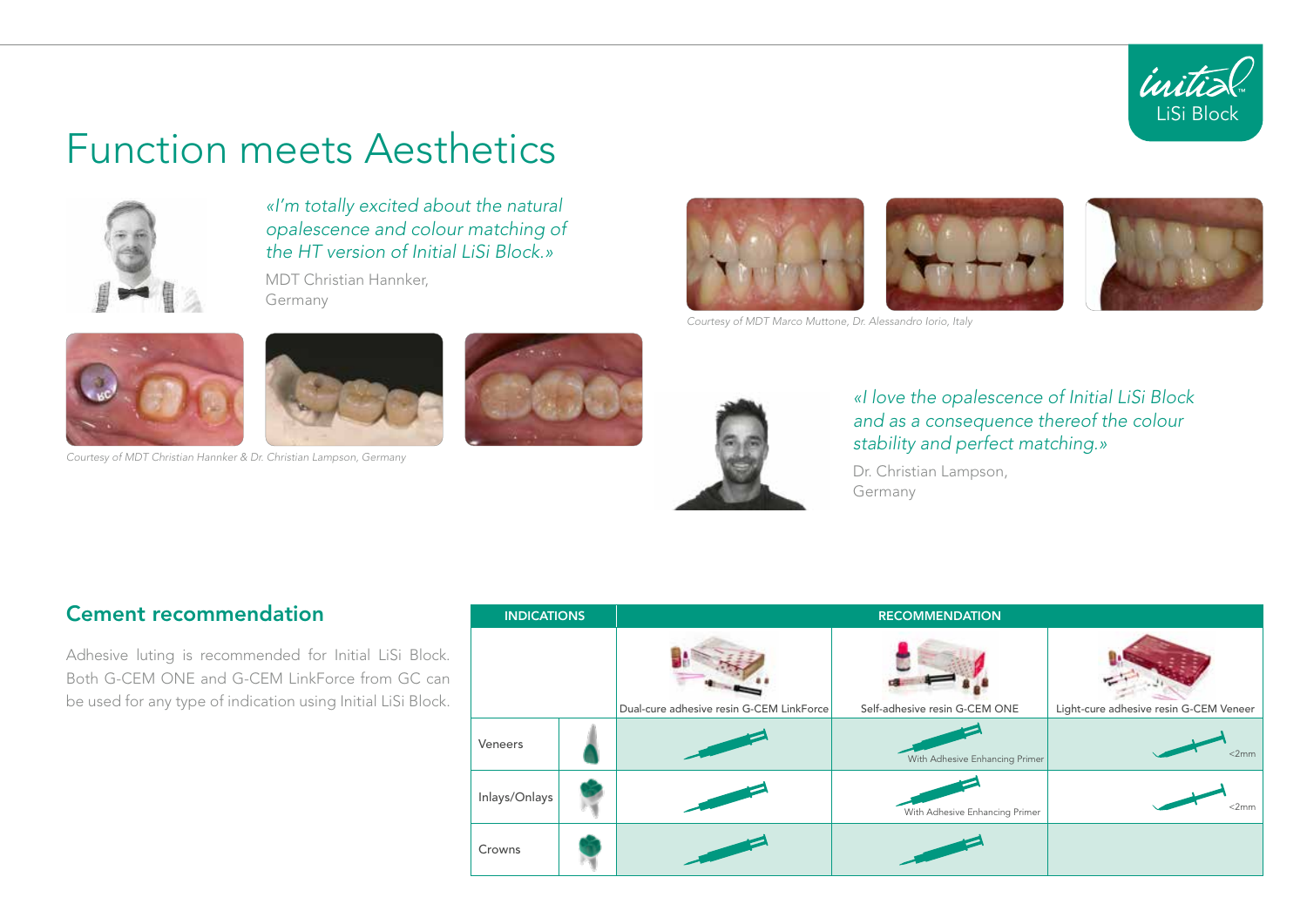# Function meets Aesthetics

*«I'm totally excited about the natural opalescence and colour matching of the HT version of Initial LiSi Block.»*

MDT Christian Hannker, Germany

*Courtesy of MDT Christian Hannker & Dr. Christian Lampson, Germany*

*Courtesy of MDT Marco Muttone, Dr. Alessandro Iorio, Italy*

*«I love the opalescence of Initial LiSi Block and as a consequence thereof the colour stability and perfect matching.»*

Dr. Christian Lampson, Germany

## Cement recommendation

Adhesive luting is recommended for Initial LiSi Block. Both G-CEM ONE and G-CEM LinkForce from GC can be used for any type of indication using Initial LiSi Block.

| INDICATIONS | RECOMMENDATION | | |
|---|---|---|---|
| | Dual-cure adhesive resin G-CEM LinkForce | Self-adhesive resin G-CEM ONE | Light-cure adhesive resin G-CEM Veneer |
| Veneers | ✓ | ✓ With Adhesive Enhancing Primer | ✓ <2mm |
| Inlays/Onlays | ✓ | ✓ With Adhesive Enhancing Primer | ✓ <2mm |
| Crowns | ✓ | ✓ | |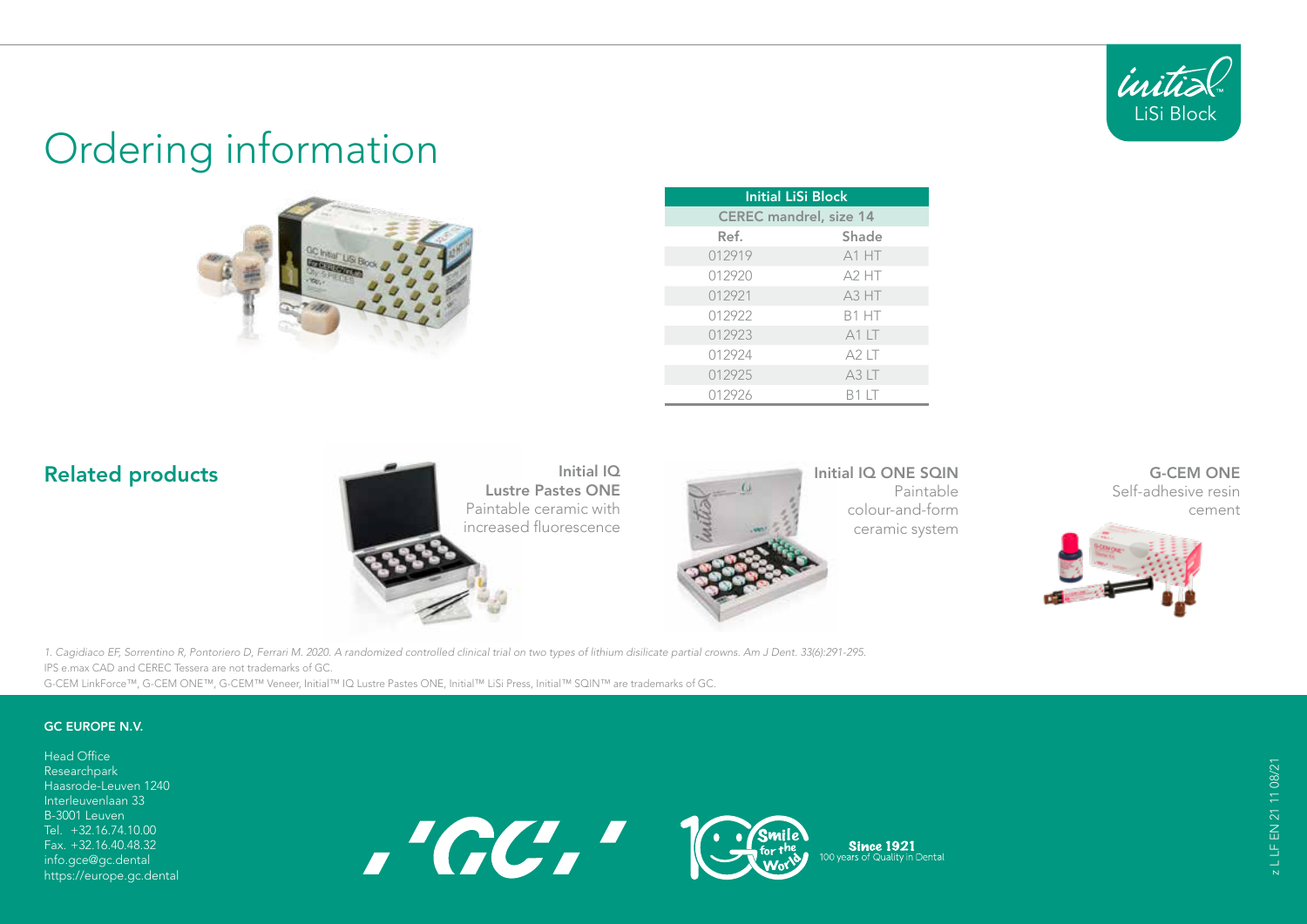# Ordering information

| Initial LiSi Block | |
|---|---|
| CEREC mandrel, size 14 | |
| Ref. | Shade |
| 012919 | A1 HT |
| 012920 | A2 HT |
| 012921 | A3 HT |
| 012922 | B1 HT |
| 012923 | A1 LT |
| 012924 | A2 LT |
| 012925 | A3 LT |
| 012926 | B1 LT |

## Related products

**Initial IQ Lustre Pastes ONE**
Paintable ceramic with increased fluorescence

**Initial IQ ONE SQIN**
Paintable colour-and-form ceramic system

**G-CEM ONE**
Self-adhesive resin cement

*1. Cagidiaco EF, Sorrentino R, Pontoriero D, Ferrari M. 2020. A randomized controlled clinical trial on two types of lithium disilicate partial crowns. Am J Dent. 33(6):291-295.*

IPS e.max CAD and CEREC Tessera are not trademarks of GC.

G-CEM LinkForce™, G-CEM ONE™, G-CEM™ Veneer, Initial™ IQ Lustre Pastes ONE, Initial™ LiSi Press, Initial™ SQIN™ are trademarks of GC.

**GC EUROPE N.V.**

Head Office
Researchpark
Haasrode-Leuven 1240
Interleuvenlaan 33
B-3001 Leuven
Tel. +32.16.74.10.00
Fax. +32.16.40.48.32
info.gce@gc.dental
https://europe.gc.dental

Since 1921
100 years of Quality in Dental

z L LF EN 21 11 08/21